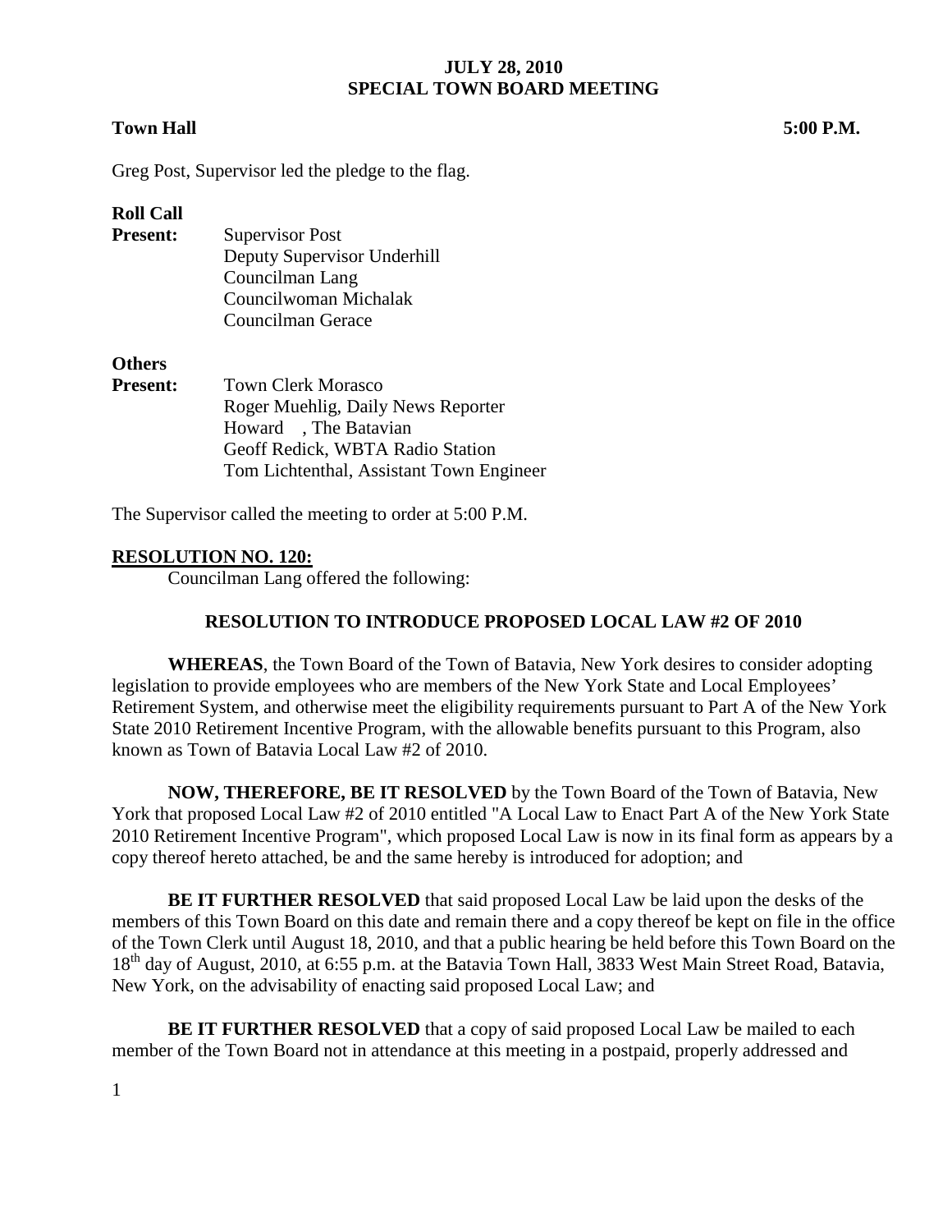**JULY 28, 2010**
**SPECIAL TOWN BOARD MEETING**

**Town Hall** **5:00 P.M.**

Greg Post, Supervisor led the pledge to the flag.

**Roll Call**

**Present:** Supervisor Post
Deputy Supervisor Underhill
Councilman Lang
Councilwoman Michalak
Councilman Gerace

**Others**

**Present:** Town Clerk Morasco
Roger Muehlig, Daily News Reporter
Howard , The Batavian
Geoff Redick, WBTA Radio Station
Tom Lichtenthal, Assistant Town Engineer

The Supervisor called the meeting to order at 5:00 P.M.

**RESOLUTION NO. 120:**

Councilman Lang offered the following:

**RESOLUTION TO INTRODUCE PROPOSED LOCAL LAW #2 OF 2010**

**WHEREAS**, the Town Board of the Town of Batavia, New York desires to consider adopting legislation to provide employees who are members of the New York State and Local Employees' Retirement System, and otherwise meet the eligibility requirements pursuant to Part A of the New York State 2010 Retirement Incentive Program, with the allowable benefits pursuant to this Program, also known as Town of Batavia Local Law #2 of 2010.

**NOW, THEREFORE, BE IT RESOLVED** by the Town Board of the Town of Batavia, New York that proposed Local Law #2 of 2010 entitled "A Local Law to Enact Part A of the New York State 2010 Retirement Incentive Program", which proposed Local Law is now in its final form as appears by a copy thereof hereto attached, be and the same hereby is introduced for adoption; and

**BE IT FURTHER RESOLVED** that said proposed Local Law be laid upon the desks of the members of this Town Board on this date and remain there and a copy thereof be kept on file in the office of the Town Clerk until August 18, 2010, and that a public hearing be held before this Town Board on the 18th day of August, 2010, at 6:55 p.m. at the Batavia Town Hall, 3833 West Main Street Road, Batavia, New York, on the advisability of enacting said proposed Local Law; and

**BE IT FURTHER RESOLVED** that a copy of said proposed Local Law be mailed to each member of the Town Board not in attendance at this meeting in a postpaid, properly addressed and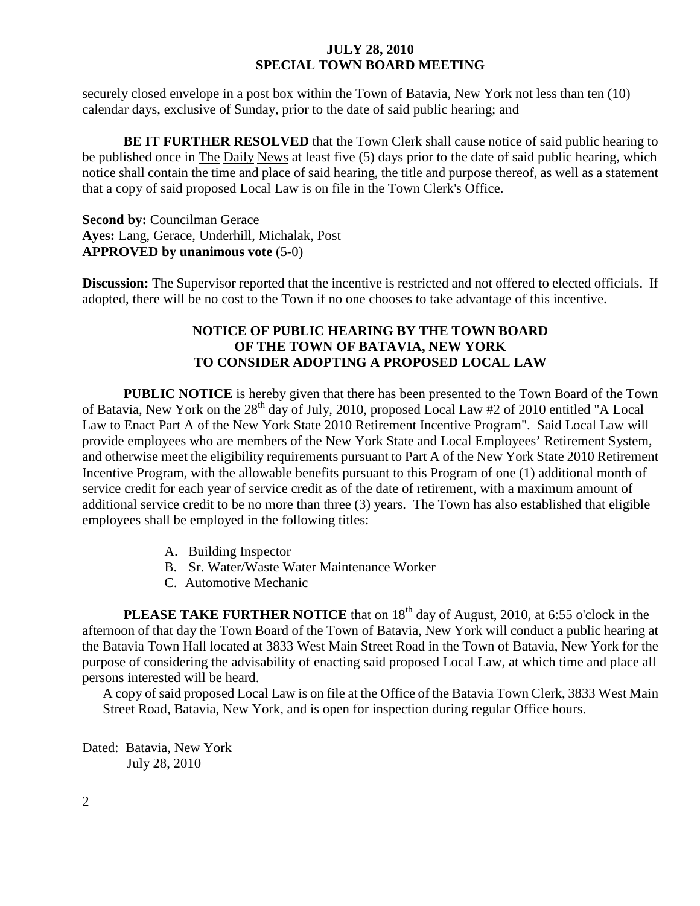securely closed envelope in a post box within the Town of Batavia, New York not less than ten (10) calendar days, exclusive of Sunday, prior to the date of said public hearing; and

**BE IT FURTHER RESOLVED** that the Town Clerk shall cause notice of said public hearing to be published once in The Daily News at least five (5) days prior to the date of said public hearing, which notice shall contain the time and place of said hearing, the title and purpose thereof, as well as a statement that a copy of said proposed Local Law is on file in the Town Clerk's Office.

**Second by:** Councilman Gerace
**Ayes:** Lang, Gerace, Underhill, Michalak, Post
**APPROVED by unanimous vote** (5-0)

**Discussion:** The Supervisor reported that the incentive is restricted and not offered to elected officials. If adopted, there will be no cost to the Town if no one chooses to take advantage of this incentive.

## NOTICE OF PUBLIC HEARING BY THE TOWN BOARD OF THE TOWN OF BATAVIA, NEW YORK TO CONSIDER ADOPTING A PROPOSED LOCAL LAW

**PUBLIC NOTICE** is hereby given that there has been presented to the Town Board of the Town of Batavia, New York on the 28th day of July, 2010, proposed Local Law #2 of 2010 entitled "A Local Law to Enact Part A of the New York State 2010 Retirement Incentive Program". Said Local Law will provide employees who are members of the New York State and Local Employees' Retirement System, and otherwise meet the eligibility requirements pursuant to Part A of the New York State 2010 Retirement Incentive Program, with the allowable benefits pursuant to this Program of one (1) additional month of service credit for each year of service credit as of the date of retirement, with a maximum amount of additional service credit to be no more than three (3) years. The Town has also established that eligible employees shall be employed in the following titles:

A. Building Inspector
B. Sr. Water/Waste Water Maintenance Worker
C. Automotive Mechanic

**PLEASE TAKE FURTHER NOTICE** that on 18th day of August, 2010, at 6:55 o'clock in the afternoon of that day the Town Board of the Town of Batavia, New York will conduct a public hearing at the Batavia Town Hall located at 3833 West Main Street Road in the Town of Batavia, New York for the purpose of considering the advisability of enacting said proposed Local Law, at which time and place all persons interested will be heard.

A copy of said proposed Local Law is on file at the Office of the Batavia Town Clerk, 3833 West Main Street Road, Batavia, New York, and is open for inspection during regular Office hours.

Dated: Batavia, New York
July 28, 2010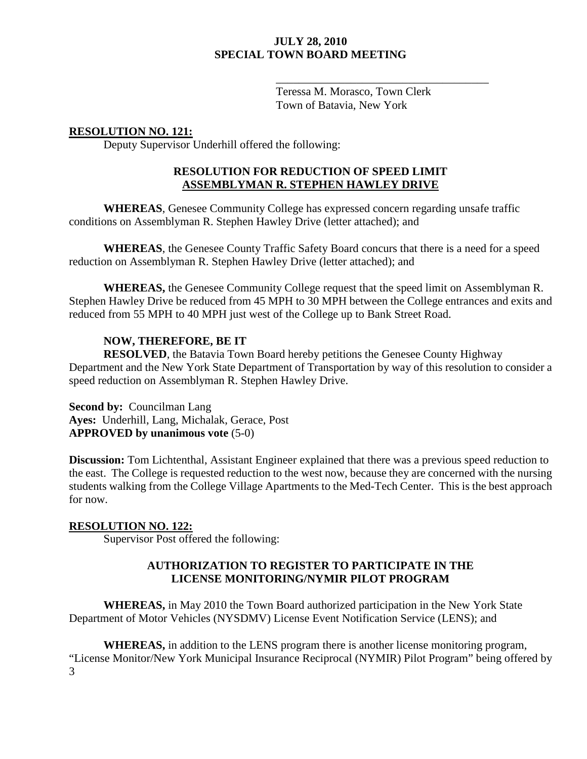______________________________________
Teressa M. Morasco, Town Clerk
Town of Batavia, New York

**RESOLUTION NO. 121:**

Deputy Supervisor Underhill offered the following:

### RESOLUTION FOR REDUCTION OF SPEED LIMIT ASSEMBLYMAN R. STEPHEN HAWLEY DRIVE

**WHEREAS**, Genesee Community College has expressed concern regarding unsafe traffic conditions on Assemblyman R. Stephen Hawley Drive (letter attached); and

**WHEREAS**, the Genesee County Traffic Safety Board concurs that there is a need for a speed reduction on Assemblyman R. Stephen Hawley Drive (letter attached); and

**WHEREAS,** the Genesee Community College request that the speed limit on Assemblyman R. Stephen Hawley Drive be reduced from 45 MPH to 30 MPH between the College entrances and exits and reduced from 55 MPH to 40 MPH just west of the College up to Bank Street Road.

**NOW, THEREFORE, BE IT**

**RESOLVED**, the Batavia Town Board hereby petitions the Genesee County Highway Department and the New York State Department of Transportation by way of this resolution to consider a speed reduction on Assemblyman R. Stephen Hawley Drive.

**Second by:** Councilman Lang
**Ayes:** Underhill, Lang, Michalak, Gerace, Post
**APPROVED by unanimous vote** (5-0)

**Discussion:** Tom Lichtenthal, Assistant Engineer explained that there was a previous speed reduction to the east. The College is requested reduction to the west now, because they are concerned with the nursing students walking from the College Village Apartments to the Med-Tech Center. This is the best approach for now.

**RESOLUTION NO. 122:**

Supervisor Post offered the following:

### AUTHORIZATION TO REGISTER TO PARTICIPATE IN THE LICENSE MONITORING/NYMIR PILOT PROGRAM

**WHEREAS,** in May 2010 the Town Board authorized participation in the New York State Department of Motor Vehicles (NYSDMV) License Event Notification Service (LENS); and

**WHEREAS,** in addition to the LENS program there is another license monitoring program, "License Monitor/New York Municipal Insurance Reciprocal (NYMIR) Pilot Program" being offered by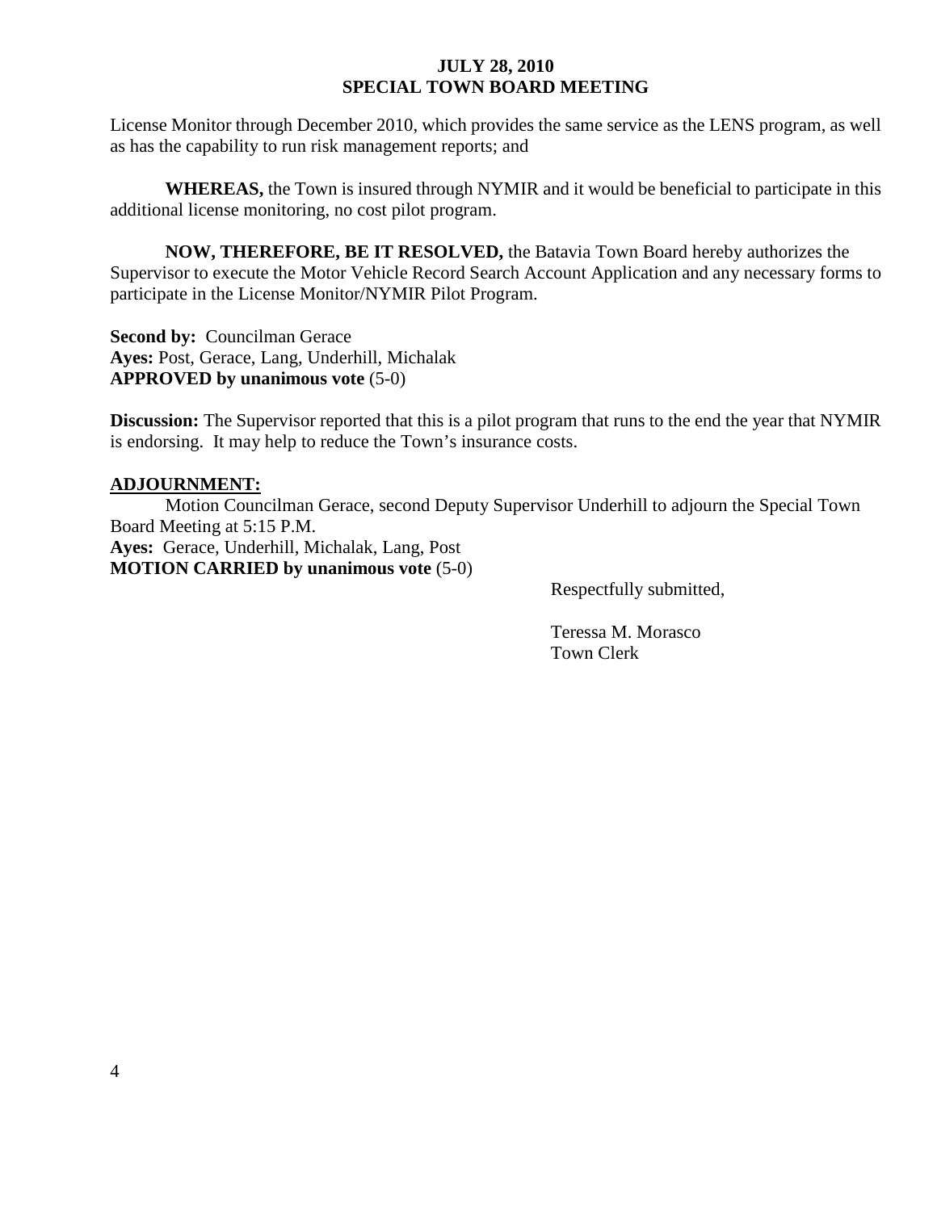License Monitor through December 2010, which provides the same service as the LENS program, as well as has the capability to run risk management reports; and

**WHEREAS,** the Town is insured through NYMIR and it would be beneficial to participate in this additional license monitoring, no cost pilot program.

**NOW, THEREFORE, BE IT RESOLVED,** the Batavia Town Board hereby authorizes the Supervisor to execute the Motor Vehicle Record Search Account Application and any necessary forms to participate in the License Monitor/NYMIR Pilot Program.

**Second by:** Councilman Gerace
**Ayes:** Post, Gerace, Lang, Underhill, Michalak
**APPROVED by unanimous vote** (5-0)

**Discussion:** The Supervisor reported that this is a pilot program that runs to the end the year that NYMIR is endorsing. It may help to reduce the Town's insurance costs.

**ADJOURNMENT:**

Motion Councilman Gerace, second Deputy Supervisor Underhill to adjourn the Special Town Board Meeting at 5:15 P.M.
**Ayes:** Gerace, Underhill, Michalak, Lang, Post
**MOTION CARRIED by unanimous vote** (5-0)

Respectfully submitted,

Teressa M. Morasco
Town Clerk